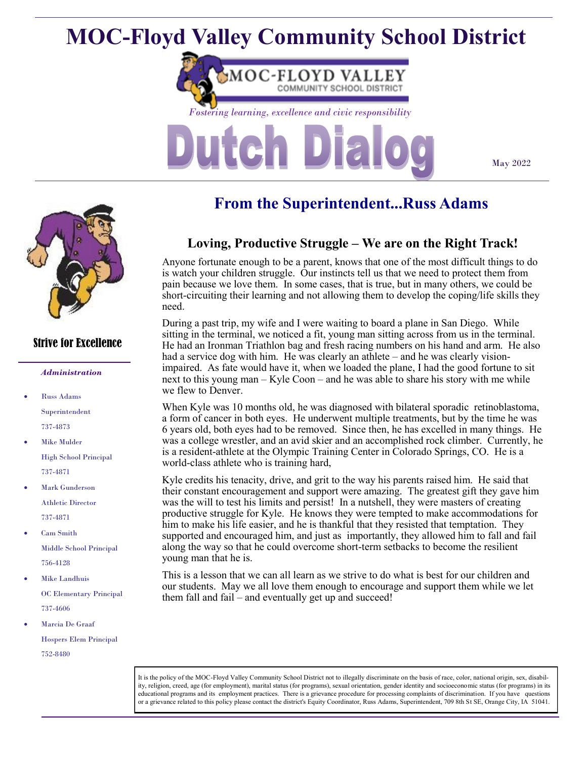# MOC-Floyd Valley Community School District

*Fostering learning, excellence and civic responsibility*

# Dutch Dialog

May 2022

## From the Superintendent...Russ Adams

### Loving, Productive Struggle – We are on the Right Track!

Anyone fortunate enough to be a parent, knows that one of the most difficult things to do is watch your children struggle. Our instincts tell us that we need to protect them from pain because we love them. In some cases, that is true, but in many others, we could be short-circuiting their learning and not allowing them to develop the coping/life skills they need.

During a past trip, my wife and I were waiting to board a plane in San Diego. While sitting in the terminal, we noticed a fit, young man sitting across from us in the terminal. He had an Ironman Triathlon bag and fresh racing numbers on his hand and arm. He also had a service dog with him. He was clearly an athlete – and he was clearly vision-impaired. As fate would have it, when we loaded the plane, I had the good fortune to sit next to this young man – Kyle Coon – and he was able to share his story with me while we flew to Denver.

When Kyle was 10 months old, he was diagnosed with bilateral sporadic retinoblastoma, a form of cancer in both eyes. He underwent multiple treatments, but by the time he was 6 years old, both eyes had to be removed. Since then, he has excelled in many things. He was a college wrestler, and an avid skier and an accomplished rock climber. Currently, he is a resident-athlete at the Olympic Training Center in Colorado Springs, CO. He is a world-class athlete who is training hard,

Kyle credits his tenacity, drive, and grit to the way his parents raised him. He said that their constant encouragement and support were amazing. The greatest gift they gave him was the will to test his limits and persist! In a nutshell, they were masters of creating productive struggle for Kyle. He knows they were tempted to make accommodations for him to make his life easier, and he is thankful that they resisted that temptation. They supported and encouraged him, and just as importantly, they allowed him to fall and fail along the way so that he could overcome short-term setbacks to become the resilient young man that he is.

This is a lesson that we can all learn as we strive to do what is best for our children and our students. May we all love them enough to encourage and support them while we let them fall and fail – and eventually get up and succeed!

### Strive for Excellence

*Administration*

- Russ Adams  
  Superintendent  
  737-4873
- Mike Mulder  
  High School Principal  
  737-4871
- Mark Gunderson  
  Athletic Director  
  737-4871
- Cam Smith  
  Middle School Principal  
  756-4128
- Mike Landhuis  
  OC Elementary Principal  
  737-4606
- Marcia De Graaf  
  Hospers Elem Principal  
  752-8480

It is the policy of the MOC-Floyd Valley Community School District not to illegally discriminate on the basis of race, color, national origin, sex, disability, religion, creed, age (for employment), marital status (for programs), sexual orientation, gender identity and socioeconomic status (for programs) in its educational programs and its employment practices. There is a grievance procedure for processing complaints of discrimination. If you have questions or a grievance related to this policy please contact the district's Equity Coordinator, Russ Adams, Superintendent, 709 8th St SE, Orange City, IA 51041.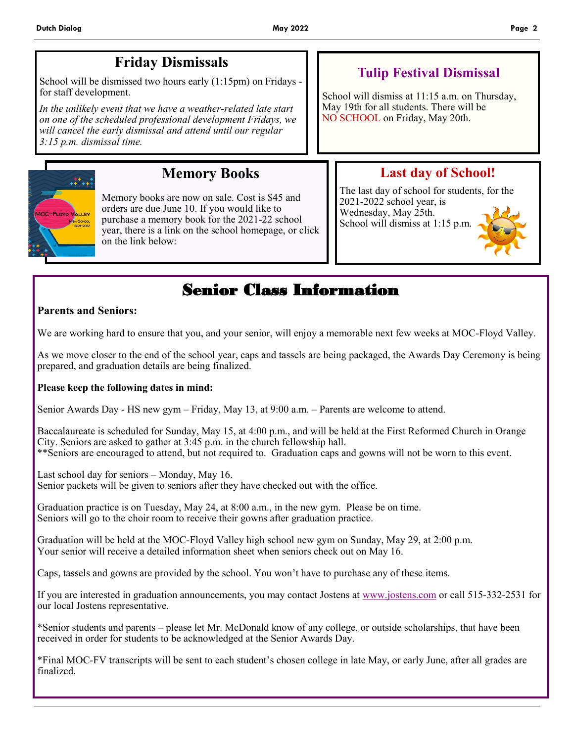## Friday Dismissals

School will be dismissed two hours early (1:15pm) on Fridays - for staff development.

*In the unlikely event that we have a weather-related late start on one of the scheduled professional development Fridays, we will cancel the early dismissal and attend until our regular 3:15 p.m. dismissal time.*

## Tulip Festival Dismissal

School will dismiss at 11:15 a.m. on Thursday, May 19th for all students. There will be NO SCHOOL on Friday, May 20th.

## Memory Books

Memory books are now on sale. Cost is $45 and orders are due June 10. If you would like to purchase a memory book for the 2021-22 school year, there is a link on the school homepage, or click on the link below:

## Last day of School!

The last day of school for students, for the 2021-2022 school year, is Wednesday, May 25th.
School will dismiss at 1:15 p.m.

# Senior Class Information

**Parents and Seniors:**

We are working hard to ensure that you, and your senior, will enjoy a memorable next few weeks at MOC-Floyd Valley.

As we move closer to the end of the school year, caps and tassels are being packaged, the Awards Day Ceremony is being prepared, and graduation details are being finalized.

**Please keep the following dates in mind:**

Senior Awards Day - HS new gym – Friday, May 13, at 9:00 a.m. – Parents are welcome to attend.

Baccalaureate is scheduled for Sunday, May 15, at 4:00 p.m., and will be held at the First Reformed Church in Orange City. Seniors are asked to gather at 3:45 p.m. in the church fellowship hall.
**Seniors are encouraged to attend, but not required to. Graduation caps and gowns will not be worn to this event.

Last school day for seniors – Monday, May 16.
Senior packets will be given to seniors after they have checked out with the office.

Graduation practice is on Tuesday, May 24, at 8:00 a.m., in the new gym. Please be on time.
Seniors will go to the choir room to receive their gowns after graduation practice.

Graduation will be held at the MOC-Floyd Valley high school new gym on Sunday, May 29, at 2:00 p.m.
Your senior will receive a detailed information sheet when seniors check out on May 16.

Caps, tassels and gowns are provided by the school. You won't have to purchase any of these items.

If you are interested in graduation announcements, you may contact Jostens at www.jostens.com or call 515-332-2531 for our local Jostens representative.

*Senior students and parents – please let Mr. McDonald know of any college, or outside scholarships, that have been received in order for students to be acknowledged at the Senior Awards Day.

*Final MOC-FV transcripts will be sent to each student's chosen college in late May, or early June, after all grades are finalized.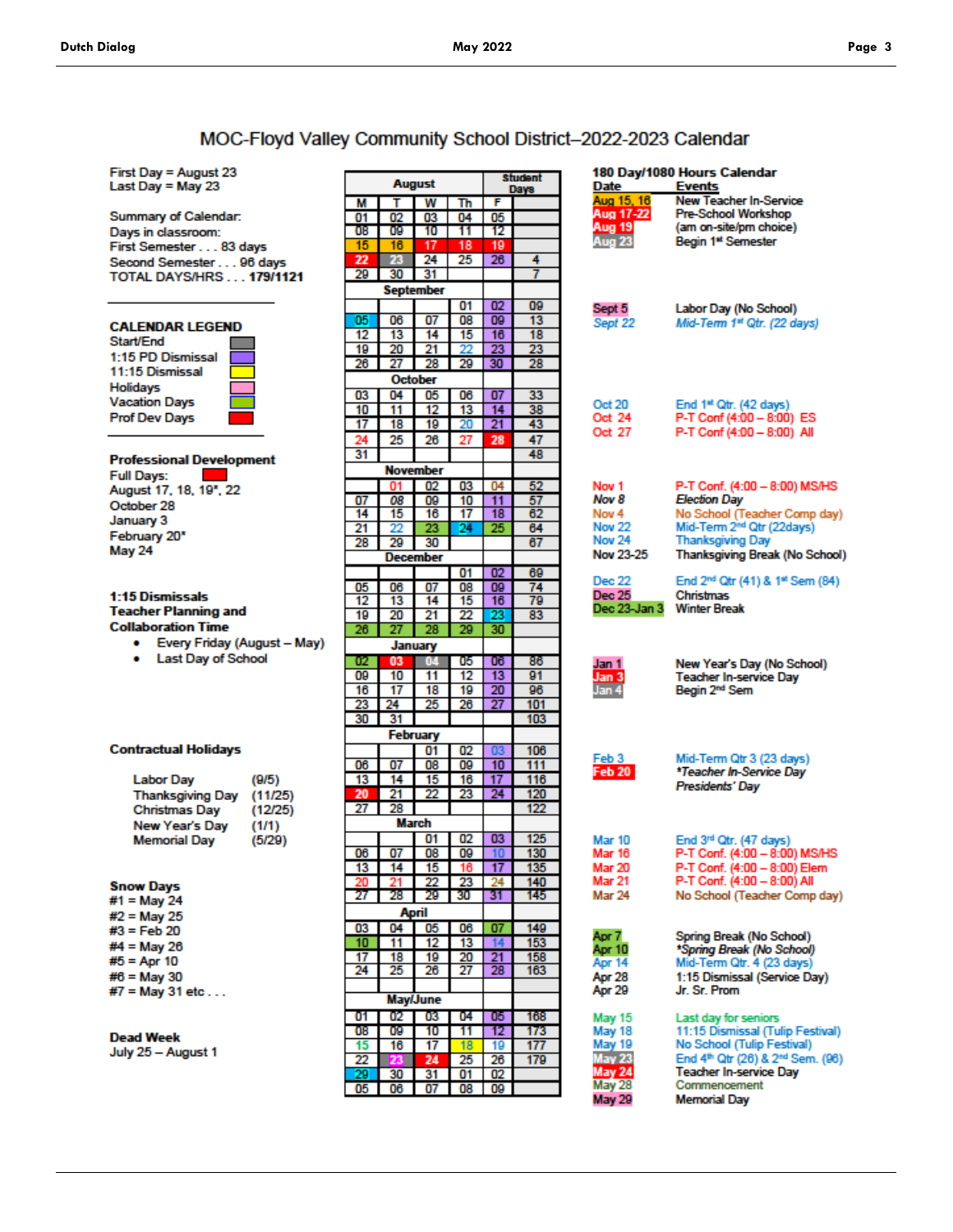# MOC-Floyd Valley Community School District–2022-2023 Calendar

First Day = August 23
Last Day = May 23

Summary of Calendar:
Days in classroom:
First Semester . . . 83 days
Second Semester . . . 96 days
TOTAL DAYS/HRS . . . **179/1121**

**CALENDAR LEGEND**
- Start/End
- 1:15 PD Dismissal
- 11:15 Dismissal
- Holidays
- Vacation Days
- Prof Dev Days

**Professional Development**
Full Days:
August 17, 18, 19*, 22
October 28
January 3
February 20*
May 24

**1:15 Dismissals**
**Teacher Planning and Collaboration Time**
- Every Friday (August – May)
- Last Day of School

**Contractual Holidays**

| | |
|---|---|
| Labor Day | (9/5) |
| Thanksgiving Day | (11/25) |
| Christmas Day | (12/25) |
| New Year's Day | (1/1) |
| Memorial Day | (5/29) |

**Snow Days**
#1 = May 24
#2 = May 25
#3 = Feb 20
#4 = May 26
#5 = Apr 10
#6 = May 30
#7 = May 31 etc . . .

**Dead Week**
July 25 – August 1

| M | T | W | Th | F | Student Days |
|---|---|---|---|---|---|
| **August** | | | | | |
| 01 | 02 | 03 | 04 | 05 | |
| 08 | 09 | 10 | 11 | 12 | |
| 15 | 16 | 17 | 18 | 19 | |
| 22 | 23 | 24 | 25 | 26 | 4 |
| 29 | 30 | 31 | | | 7 |
| **September** | | | | | |
| | | | 01 | 02 | 09 |
| 05 | 06 | 07 | 08 | 09 | 13 |
| 12 | 13 | 14 | 15 | 16 | 18 |
| 19 | 20 | 21 | 22 | 23 | 23 |
| 26 | 27 | 28 | 29 | 30 | 28 |
| **October** | | | | | |
| 03 | 04 | 05 | 06 | 07 | 33 |
| 10 | 11 | 12 | 13 | 14 | 38 |
| 17 | 18 | 19 | 20 | 21 | 43 |
| 24 | 25 | 26 | 27 | 28 | 47 |
| 31 | | | | | 48 |
| **November** | | | | | |
| | 01 | 02 | 03 | 04 | 52 |
| 07 | 08 | 09 | 10 | 11 | 57 |
| 14 | 15 | 16 | 17 | 18 | 62 |
| 21 | 22 | 23 | 24 | 25 | 64 |
| 28 | 29 | 30 | | | 67 |
| **December** | | | | | |
| | | | 01 | 02 | 69 |
| 05 | 06 | 07 | 08 | 09 | 74 |
| 12 | 13 | 14 | 15 | 16 | 79 |
| 19 | 20 | 21 | 22 | 23 | 83 |
| 26 | 27 | 28 | 29 | 30 | |
| **January** | | | | | |
| 02 | 03 | 04 | 05 | 06 | 86 |
| 09 | 10 | 11 | 12 | 13 | 91 |
| 16 | 17 | 18 | 19 | 20 | 96 |
| 23 | 24 | 25 | 26 | 27 | 101 |
| 30 | 31 | | | | 103 |
| **February** | | | | | |
| | | 01 | 02 | 03 | 106 |
| 06 | 07 | 08 | 09 | 10 | 111 |
| 13 | 14 | 15 | 16 | 17 | 116 |
| 20 | 21 | 22 | 23 | 24 | 120 |
| 27 | 28 | | | | 122 |
| **March** | | | | | |
| | | 01 | 02 | 03 | 125 |
| 06 | 07 | 08 | 09 | 10 | 130 |
| 13 | 14 | 15 | 16 | 17 | 135 |
| 20 | 21 | 22 | 23 | 24 | 140 |
| 27 | 28 | 29 | 30 | 31 | 145 |
| **April** | | | | | |
| 03 | 04 | 05 | 06 | 07 | 149 |
| 10 | 11 | 12 | 13 | 14 | 153 |
| 17 | 18 | 19 | 20 | 21 | 158 |
| 24 | 25 | 26 | 27 | 28 | 163 |
| **May/June** | | | | | |
| 01 | 02 | 03 | 04 | 05 | 168 |
| 08 | 09 | 10 | 11 | 12 | 173 |
| 15 | 16 | 17 | 18 | 19 | 177 |
| 22 | 23 | 24 | 25 | 26 | 179 |
| 29 | 30 | 31 | 01 | 02 | |
| 05 | 06 | 07 | 08 | 09 | |

**180 Day/1080 Hours Calendar**

| Date | Events |
|---|---|
| Aug 15, 16 | New Teacher In-Service |
| Aug 17-22 | Pre-School Workshop |
| Aug 19 | (am on-site/pm choice) |
| Aug 23 | Begin 1st Semester |
| Sept 5 | Labor Day (No School) |
| *Sept 22* | *Mid-Term 1st Qtr. (22 days)* |
| Oct 20 | End 1st Qtr. (42 days) |
| Oct 24 | P-T Conf (4:00 – 8:00) ES |
| Oct 27 | P-T Conf (4:00 – 8:00) All |
| Nov 1 | P-T Conf. (4:00 – 8:00) MS/HS |
| *Nov 8* | *Election Day* |
| Nov 4 | No School (Teacher Comp day) |
| Nov 22 | Mid-Term 2nd Qtr (22days) |
| Nov 24 | Thanksgiving Day |
| Nov 23-25 | Thanksgiving Break (No School) |
| Dec 22 | End 2nd Qtr (41) & 1st Sem (84) |
| Dec 25 | Christmas |
| Dec 23-Jan 3 | Winter Break |
| Jan 1 | New Year's Day (No School) |
| Jan 3 | Teacher In-service Day |
| Jan 4 | Begin 2nd Sem |
| Feb 3 | Mid-Term Qtr 3 (23 days) |
| Feb 20 | **Teacher In-Service Day* |
| | *Presidents' Day* |
| Mar 10 | End 3rd Qtr. (47 days) |
| Mar 16 | P-T Conf. (4:00 – 8:00) MS/HS |
| Mar 20 | P-T Conf. (4:00 – 8:00) Elem |
| Mar 21 | P-T Conf. (4:00 – 8:00) All |
| Mar 24 | No School (Teacher Comp day) |
| Apr 7 | Spring Break (No School) |
| Apr 10 | **Spring Break (No School)* |
| Apr 14 | Mid-Term Qtr. 4 (23 days) |
| Apr 28 | 1:15 Dismissal (Service Day) |
| Apr 29 | Jr. Sr. Prom |
| May 15 | Last day for seniors |
| May 18 | 11:15 Dismissal (Tulip Festival) |
| May 19 | No School (Tulip Festival) |
| May 23 | End 4th Qtr (26) & 2nd Sem. (96) |
| May 24 | Teacher In-service Day |
| May 28 | Commencement |
| May 29 | Memorial Day |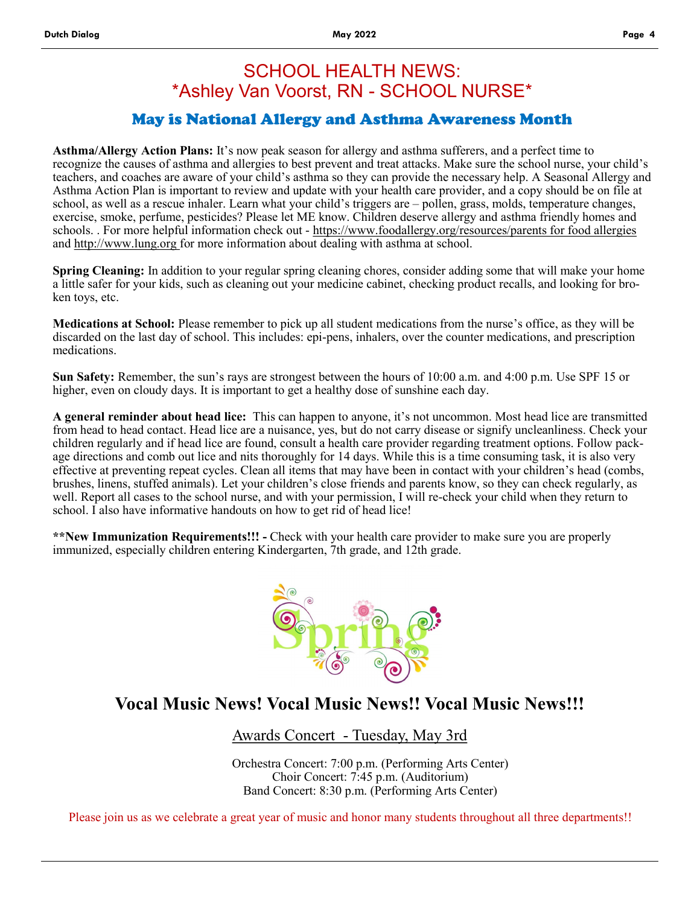# SCHOOL HEALTH NEWS:
# *Ashley Van Voorst, RN - SCHOOL NURSE*

## May is National Allergy and Asthma Awareness Month

**Asthma/Allergy Action Plans:** It's now peak season for allergy and asthma sufferers, and a perfect time to recognize the causes of asthma and allergies to best prevent and treat attacks. Make sure the school nurse, your child's teachers, and coaches are aware of your child's asthma so they can provide the necessary help. A Seasonal Allergy and Asthma Action Plan is important to review and update with your health care provider, and a copy should be on file at school, as well as a rescue inhaler. Learn what your child's triggers are – pollen, grass, molds, temperature changes, exercise, smoke, perfume, pesticides? Please let ME know. Children deserve allergy and asthma friendly homes and schools. . For more helpful information check out - https://www.foodallergy.org/resources/parents for food allergies and http://www.lung.org for more information about dealing with asthma at school.

**Spring Cleaning:** In addition to your regular spring cleaning chores, consider adding some that will make your home a little safer for your kids, such as cleaning out your medicine cabinet, checking product recalls, and looking for broken toys, etc.

**Medications at School:** Please remember to pick up all student medications from the nurse's office, as they will be discarded on the last day of school. This includes: epi-pens, inhalers, over the counter medications, and prescription medications.

**Sun Safety:** Remember, the sun's rays are strongest between the hours of 10:00 a.m. and 4:00 p.m. Use SPF 15 or higher, even on cloudy days. It is important to get a healthy dose of sunshine each day.

**A general reminder about head lice:** This can happen to anyone, it's not uncommon. Most head lice are transmitted from head to head contact. Head lice are a nuisance, yes, but do not carry disease or signify uncleanliness. Check your children regularly and if head lice are found, consult a health care provider regarding treatment options. Follow package directions and comb out lice and nits thoroughly for 14 days. While this is a time consuming task, it is also very effective at preventing repeat cycles. Clean all items that may have been in contact with your children's head (combs, brushes, linens, stuffed animals). Let your children's close friends and parents know, so they can check regularly, as well. Report all cases to the school nurse, and with your permission, I will re-check your child when they return to school. I also have informative handouts on how to get rid of head lice!

**\*\*New Immunization Requirements!!! -** Check with your health care provider to make sure you are properly immunized, especially children entering Kindergarten, 7th grade, and 12th grade.

# Vocal Music News! Vocal Music News!! Vocal Music News!!!

Awards Concert - Tuesday, May 3rd

Orchestra Concert: 7:00 p.m. (Performing Arts Center)
Choir Concert: 7:45 p.m. (Auditorium)
Band Concert: 8:30 p.m. (Performing Arts Center)

Please join us as we celebrate a great year of music and honor many students throughout all three departments!!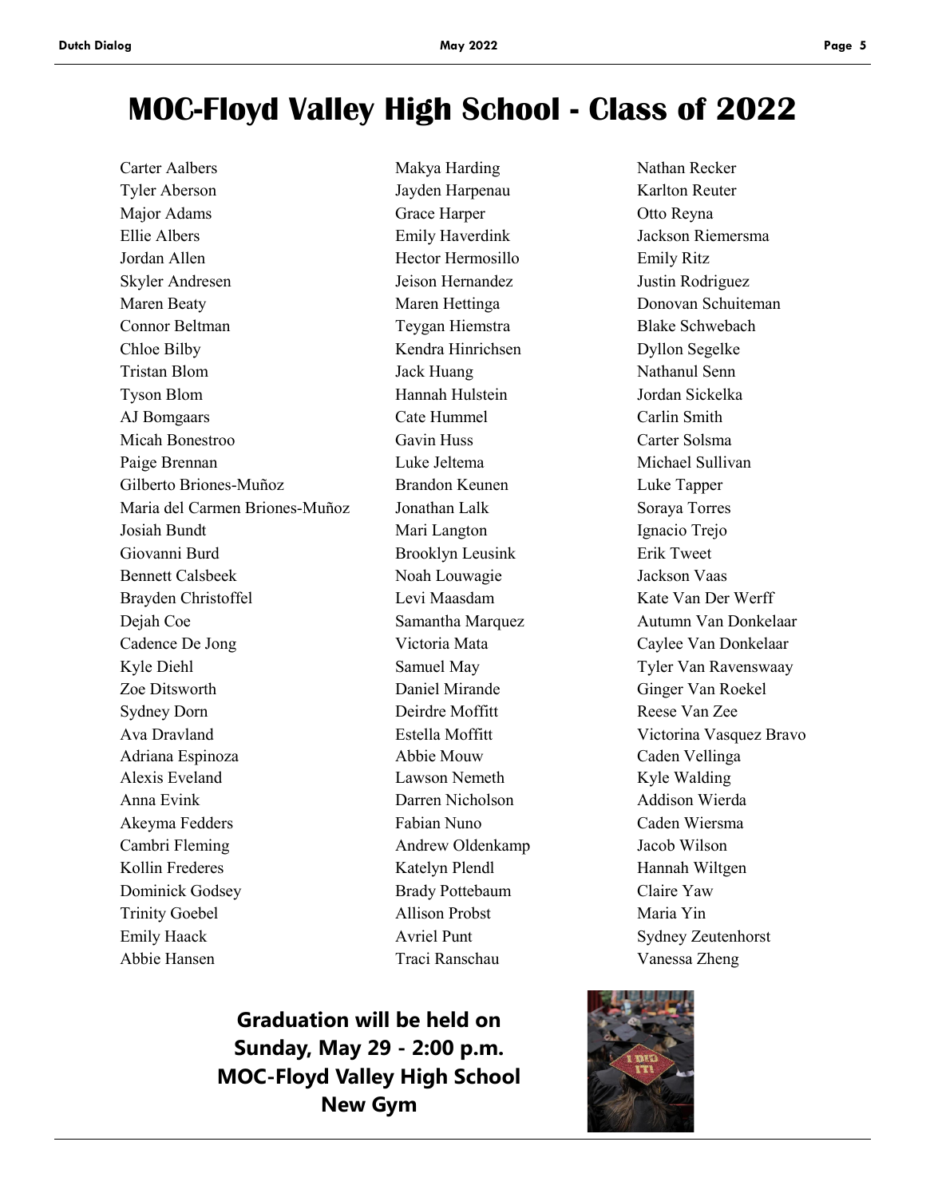# MOC-Floyd Valley High School - Class of 2022

Carter Aalbers
Tyler Aberson
Major Adams
Ellie Albers
Jordan Allen
Skyler Andresen
Maren Beaty
Connor Beltman
Chloe Bilby
Tristan Blom
Tyson Blom
AJ Bomgaars
Micah Bonestroo
Paige Brennan
Gilberto Briones-Muñoz
Maria del Carmen Briones-Muñoz
Josiah Bundt
Giovanni Burd
Bennett Calsbeek
Brayden Christoffel
Dejah Coe
Cadence De Jong
Kyle Diehl
Zoe Ditsworth
Sydney Dorn
Ava Dravland
Adriana Espinoza
Alexis Eveland
Anna Evink
Akeyma Fedders
Cambri Fleming
Kollin Frederes
Dominick Godsey
Trinity Goebel
Emily Haack
Abbie Hansen
Makya Harding
Jayden Harpenau
Grace Harper
Emily Haverdink
Hector Hermosillo
Jeison Hernandez
Maren Hettinga
Teygan Hiemstra
Kendra Hinrichsen
Jack Huang
Hannah Hulstein
Cate Hummel
Gavin Huss
Luke Jeltema
Brandon Keunen
Jonathan Lalk
Mari Langton
Brooklyn Leusink
Noah Louwagie
Levi Maasdam
Samantha Marquez
Victoria Mata
Samuel May
Daniel Mirande
Deirdre Moffitt
Estella Moffitt
Abbie Mouw
Lawson Nemeth
Darren Nicholson
Fabian Nuno
Andrew Oldenkamp
Katelyn Plendl
Brady Pottebaum
Allison Probst
Avriel Punt
Traci Ranschau
Nathan Recker
Karlton Reuter
Otto Reyna
Jackson Riemersma
Emily Ritz
Justin Rodriguez
Donovan Schuiteman
Blake Schwebach
Dyllon Segelke
Nathanul Senn
Jordan Sickelka
Carlin Smith
Carter Solsma
Michael Sullivan
Luke Tapper
Soraya Torres
Ignacio Trejo
Erik Tweet
Jackson Vaas
Kate Van Der Werff
Autumn Van Donkelaar
Caylee Van Donkelaar
Tyler Van Ravenswaay
Ginger Van Roekel
Reese Van Zee
Victorina Vasquez Bravo
Caden Vellinga
Kyle Walding
Addison Wierda
Caden Wiersma
Jacob Wilson
Hannah Wiltgen
Claire Yaw
Maria Yin
Sydney Zeutenhorst
Vanessa Zheng

**Graduation will be held on Sunday, May 29 - 2:00 p.m. MOC-Floyd Valley High School New Gym**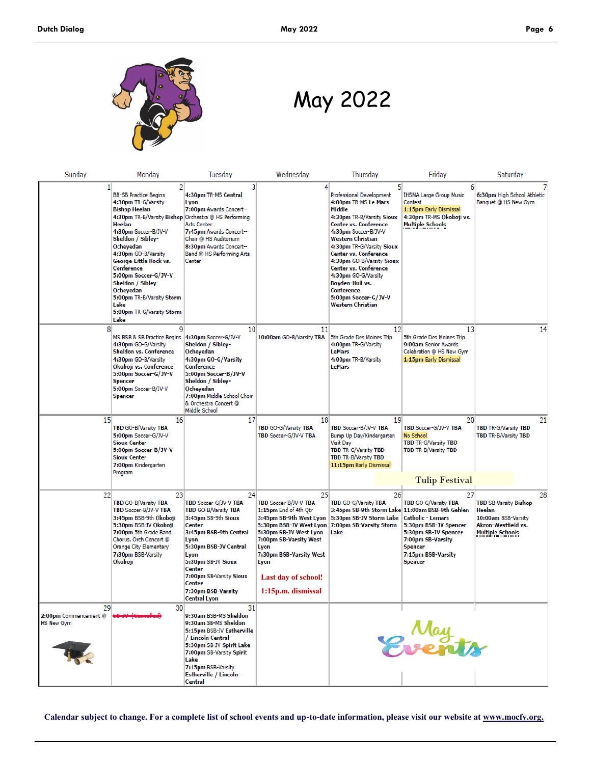# May 2022

| Sunday | Monday | Tuesday | Wednesday | Thursday | Friday | Saturday |
|---|---|---|---|---|---|---|
| 1 | 2<br>BB-SB Practice Begins<br>**4:30pm** TR-G/Varsity **Bishop Heelan**<br>**4:30pm** TR-B/Varsity **Bishop Heelan**<br>**4:30pm Soccer**-B/JV-V **Sheldon / Sibley-Ocheyedan**<br>**4:30pm** GO-B/Varsity **George-Little Rock vs. Conference**<br>**5:00pm Soccer-G/JV-V Sheldon / Sibley-Ocheyedan**<br>**5:00pm** TR-B/Varsity **Storm Lake**<br>**5:00pm** TR-G/Varsity **Storm Lake** | 3<br>**4:30pm** TR-MS **Central Lyon**<br>**7:00pm** Awards Concert--Orchestra @ HS Performing Arts Center<br>**7:45pm** Awards Concert--Choir @ HS Auditorium<br>**8:30pm** Awards Concert--Band @ HS Performing Arts Center | 4 | 5<br>Professional Development<br>**4:00pm** TR-MS **Le Mars Middle**<br>**4:30pm** TR-B/Varsity **Sioux Center vs. Conference**<br>**4:30pm** Soccer-B/JV-V **Western Christian**<br>**4:30pm** TR-G/Varsity **Sioux Center vs. Conference**<br>**4:30pm** GO-B/Varsity **Sioux Center vs. Conference**<br>**4:30pm** GO-G/Varsity **Boyden-Hull vs. Conference**<br>**5:00pm Soccer-G/JV-V Western Christian** | 6<br>IHSMA Large Group Music Contest<br>**1:15pm** Early Dismissal<br>**4:30pm** TR-MS **Okoboji vs. Multiple Schools** | 7<br>**6:30pm** High School Athletic Banquet @ HS New Gym |
| 8 | 9<br>MS BSB & SB Practice Begins<br>**4:30pm** GO-G/Varsity **Sheldon vs. Conference**<br>**4:30pm** GO-B/Varsity **Okoboji vs. Conference**<br>**5:00pm Soccer-G/JV-V Spencer**<br>**5:00pm** Soccer-B/JV-V **Spencer** | 10<br>**4:30pm** Soccer-G/JV-V **Sheldon / Sibley-Ocheyedan**<br>**4:30pm GO-G/Varsity Conference**<br>**5:00pm Soccer-B/JV-V Sheldon / Sibley-Ocheyedan**<br>**7:00pm** Middle School Choir & Orchestra Concert @ Middle School | 11<br>**10:00am** GO-B/Varsity **TBA** | 12<br>5th Grade Des Moines Trip<br>**4:00pm** TR-G/Varsity **LeMars**<br>**4:00pm** TR-B/Varsity **LeMars** | 13<br>5th Grade Des Moines Trip<br>**9:00am** Senior Awards Celebration @ HS New Gym<br>**1:15pm** Early Dismissal | 14 |
| 15 | 16<br>**TBD** GO-B/Varsity **TBA**<br>**5:00pm** Soccer-G/JV-V **Sioux Center**<br>**5:00pm Soccer-B/JV-V Sioux Center**<br>**7:00pm** Kindergarten Program | 17 | 18<br>**TBD** GO-G/Varsity **TBA**<br>**TBD** Soccer-G/JV-V **TBA** | 19<br>**TBD** Soccer-B/JV-V **TBA**<br>Bump Up Day/Kindergarten Visit Day<br>**TBD** TR-G/Varsity **TBD**<br>**TBD** TR-B/Varsity **TBD**<br>**11:15pm** Early Dismissal<br>Tulip Festival | 20<br>**TBD** Soccer-G/JV-V **TBA**<br>No School<br>**TBD** TR-G/Varsity **TBD**<br>**TBD** TR-B/Varsity **TBD**<br>Tulip Festival | 21<br>**TBD** TR-G/Varsity **TBD**<br>**TBD** TR-B/Varsity **TBD** |
| 22 | 23<br>**TBD** GO-B/Varsity **TBA**<br>**TBD** Soccer-B/JV-V **TBA**<br>**3:45pm** BSB-9th **Okoboji**<br>**5:30pm** BSB-JV **Okoboji**<br>**7:00pm** 5th Grade Band, Chorus, Orch Concert @ Orange City Elementary<br>**7:30pm** BSB-Varsity **Okoboji** | 24<br>**TBD** Soccer-G/JV-V **TBA**<br>**TBD** GO-B/Varsity **TBA**<br>**3:45pm** SB-9th **Sioux Center**<br>**3:45pm BSB-9th Central Lyon**<br>**5:30pm** BSB-JV **Central Lyon**<br>**5:30pm** SB-JV **Sioux Center**<br>**7:00pm** SB-Varsity **Sioux Center**<br>**7:30pm BSB-Varsity Central Lyon** | 25<br>**TBD** Soccer-B/JV-V **TBA**<br>**1:15pm** End of 4th Qtr<br>**3:45pm SB-9th West Lyon**<br>**5:30pm BSB-JV West Lyon**<br>**5:30pm SB-JV West Lyon**<br>**7:00pm** SB-Varsity **West Lyon**<br>**7:30pm BSB-Varsity West Lyon**<br>Last day of school!<br>1:15p.m. dismissal | 26<br>**TBD** GO-G/Varsity **TBA**<br>**3:45pm** SB-9th **Storm Lake**<br>**5:30pm** SB-JV **Storm Lake**<br>**7:00pm** SB-Varsity **Storm Lake** | 27<br>**TBD** GO-G/Varsity **TBA**<br>**11:00am BSB-9th Gehlen Catholic - Lemars**<br>**5:30pm** BSB-JV **Spencer**<br>**5:30pm** SB-JV **Spencer**<br>**7:00pm** SB-Varsity **Spencer**<br>**7:15pm** BSB-Varsity **Spencer** | 28<br>**TBD** SB-Varsity **Bishop Heelan**<br>**10:00am** BSB-Varsity **Akron-Westfield vs. Multiple Schools** |
| 29<br>**2:00pm** Commencement @ HS New Gym | 30<br>~~SB-JV (Cancelled)~~ | 31<br>**9:30am** BSB-MS **Sheldon**<br>**9:30am** SB-MS **Sheldon**<br>**5:15pm BSB-JV Estherville / Lincoln Central**<br>**5:30pm** SB-JV **Spirit Lake**<br>**7:00pm** SB-Varsity **Spirit Lake**<br>**7:15pm** BSB-Varsity **Estherville / Lincoln Central** | | | | |

May Events

**Calendar subject to change. For a complete list of school events and up-to-date information, please visit our website at www.mocfv.org.**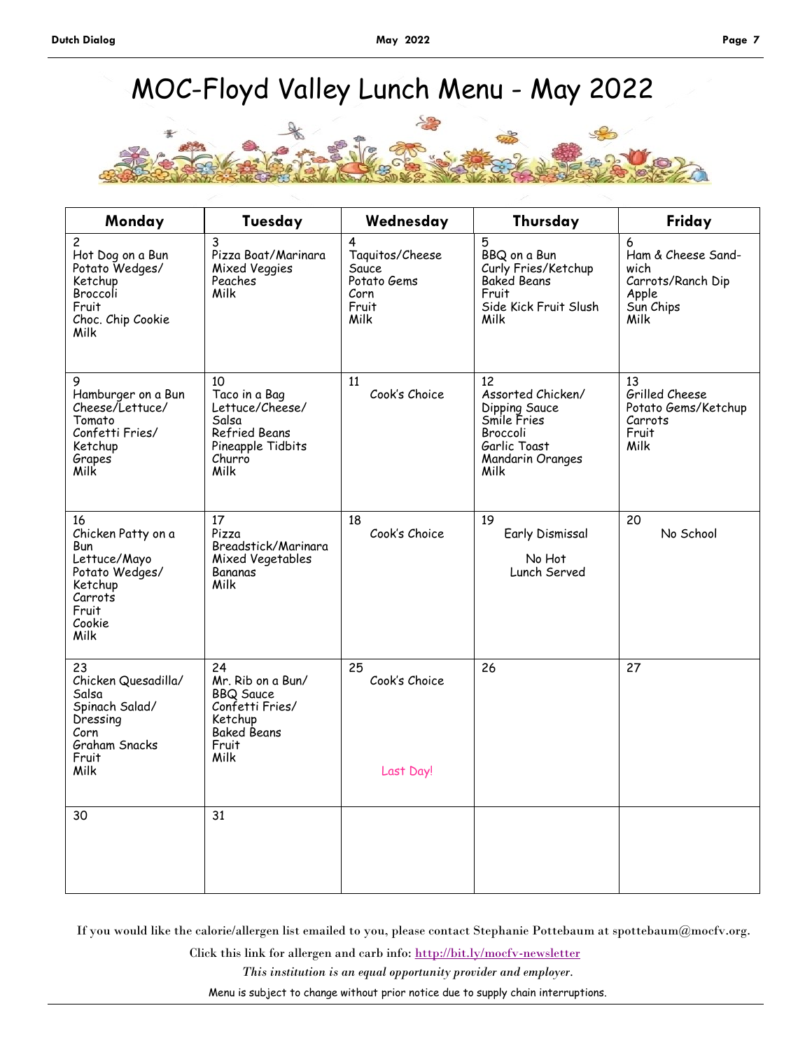# MOC-Floyd Valley Lunch Menu - May 2022

| Monday | Tuesday | Wednesday | Thursday | Friday |
|---|---|---|---|---|
| 2<br>Hot Dog on a Bun<br>Potato Wedges/<br>Ketchup<br>Broccoli<br>Fruit<br>Choc. Chip Cookie<br>Milk | 3<br>Pizza Boat/Marinara<br>Mixed Veggies<br>Peaches<br>Milk | 4<br>Taquitos/Cheese Sauce<br>Potato Gems<br>Corn<br>Fruit<br>Milk | 5<br>BBQ on a Bun<br>Curly Fries/Ketchup<br>Baked Beans<br>Fruit<br>Side Kick Fruit Slush<br>Milk | 6<br>Ham & Cheese Sandwich<br>Carrots/Ranch Dip<br>Apple<br>Sun Chips<br>Milk |
| 9<br>Hamburger on a Bun<br>Cheese/Lettuce/<br>Tomato<br>Confetti Fries/<br>Ketchup<br>Grapes<br>Milk | 10<br>Taco in a Bag<br>Lettuce/Cheese/<br>Salsa<br>Refried Beans<br>Pineapple Tidbits<br>Churro<br>Milk | 11<br>Cook's Choice | 12<br>Assorted Chicken/<br>Dipping Sauce<br>Smile Fries<br>Broccoli<br>Garlic Toast<br>Mandarin Oranges<br>Milk | 13<br>Grilled Cheese<br>Potato Gems/Ketchup<br>Carrots<br>Fruit<br>Milk |
| 16<br>Chicken Patty on a Bun<br>Lettuce/Mayo<br>Potato Wedges/<br>Ketchup<br>Carrots<br>Fruit<br>Cookie<br>Milk | 17<br>Pizza<br>Breadstick/Marinara<br>Mixed Vegetables<br>Bananas<br>Milk | 18<br>Cook's Choice | 19<br>Early Dismissal<br>No Hot Lunch Served | 20<br>No School |
| 23<br>Chicken Quesadilla/<br>Salsa<br>Spinach Salad/<br>Dressing<br>Corn<br>Graham Snacks<br>Fruit<br>Milk | 24<br>Mr. Rib on a Bun/<br>BBQ Sauce<br>Confetti Fries/<br>Ketchup<br>Baked Beans<br>Fruit<br>Milk | 25<br>Cook's Choice<br>Last Day! | 26 | 27 |
| 30 | 31 | | | |

If you would like the calorie/allergen list emailed to you, please contact Stephanie Pottebaum at spottebaum@mocfv.org.

Click this link for allergen and carb info: http://bit.ly/mocfv-newsletter

*This institution is an equal opportunity provider and employer.*

Menu is subject to change without prior notice due to supply chain interruptions.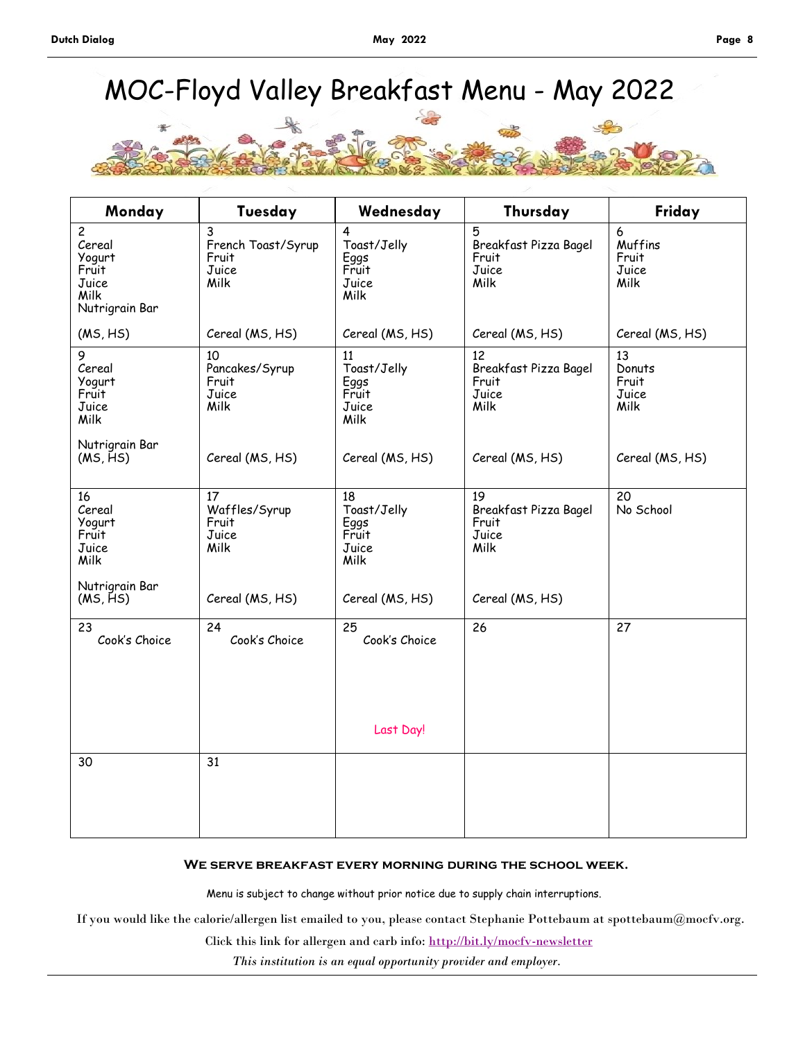# MOC-Floyd Valley Breakfast Menu - May 2022

| Monday | Tuesday | Wednesday | Thursday | Friday |
|---|---|---|---|---|
| 2<br>Cereal<br>Yogurt<br>Fruit<br>Juice<br>Milk<br>Nutrigrain Bar<br><br>(MS, HS) | 3<br>French Toast/Syrup<br>Fruit<br>Juice<br>Milk<br><br>Cereal (MS, HS) | 4<br>Toast/Jelly<br>Eggs<br>Fruit<br>Juice<br>Milk<br><br>Cereal (MS, HS) | 5<br>Breakfast Pizza Bagel<br>Fruit<br>Juice<br>Milk<br><br>Cereal (MS, HS) | 6<br>Muffins<br>Fruit<br>Juice<br>Milk<br><br>Cereal (MS, HS) |
| 9<br>Cereal<br>Yogurt<br>Fruit<br>Juice<br>Milk<br><br>Nutrigrain Bar<br>(MS, HS) | 10<br>Pancakes/Syrup<br>Fruit<br>Juice<br>Milk<br><br>Cereal (MS, HS) | 11<br>Toast/Jelly<br>Eggs<br>Fruit<br>Juice<br>Milk<br><br>Cereal (MS, HS) | 12<br>Breakfast Pizza Bagel<br>Fruit<br>Juice<br>Milk<br><br>Cereal (MS, HS) | 13<br>Donuts<br>Fruit<br>Juice<br>Milk<br><br>Cereal (MS, HS) |
| 16<br>Cereal<br>Yogurt<br>Fruit<br>Juice<br>Milk<br><br>Nutrigrain Bar<br>(MS, HS) | 17<br>Waffles/Syrup<br>Fruit<br>Juice<br>Milk<br><br>Cereal (MS, HS) | 18<br>Toast/Jelly<br>Eggs<br>Fruit<br>Juice<br>Milk<br><br>Cereal (MS, HS) | 19<br>Breakfast Pizza Bagel<br>Fruit<br>Juice<br>Milk<br><br>Cereal (MS, HS) | 20<br>No School |
| 23<br>Cook's Choice | 24<br>Cook's Choice | 25<br>Cook's Choice<br><br>Last Day! | 26 | 27 |
| 30 | 31 | | | |

**We serve breakfast every morning during the school week.**

Menu is subject to change without prior notice due to supply chain interruptions.

If you would like the calorie/allergen list emailed to you, please contact Stephanie Pottebaum at spottebaum@mocfv.org.

Click this link for allergen and carb info: http://bit.ly/mocfv-newsletter

*This institution is an equal opportunity provider and employer.*